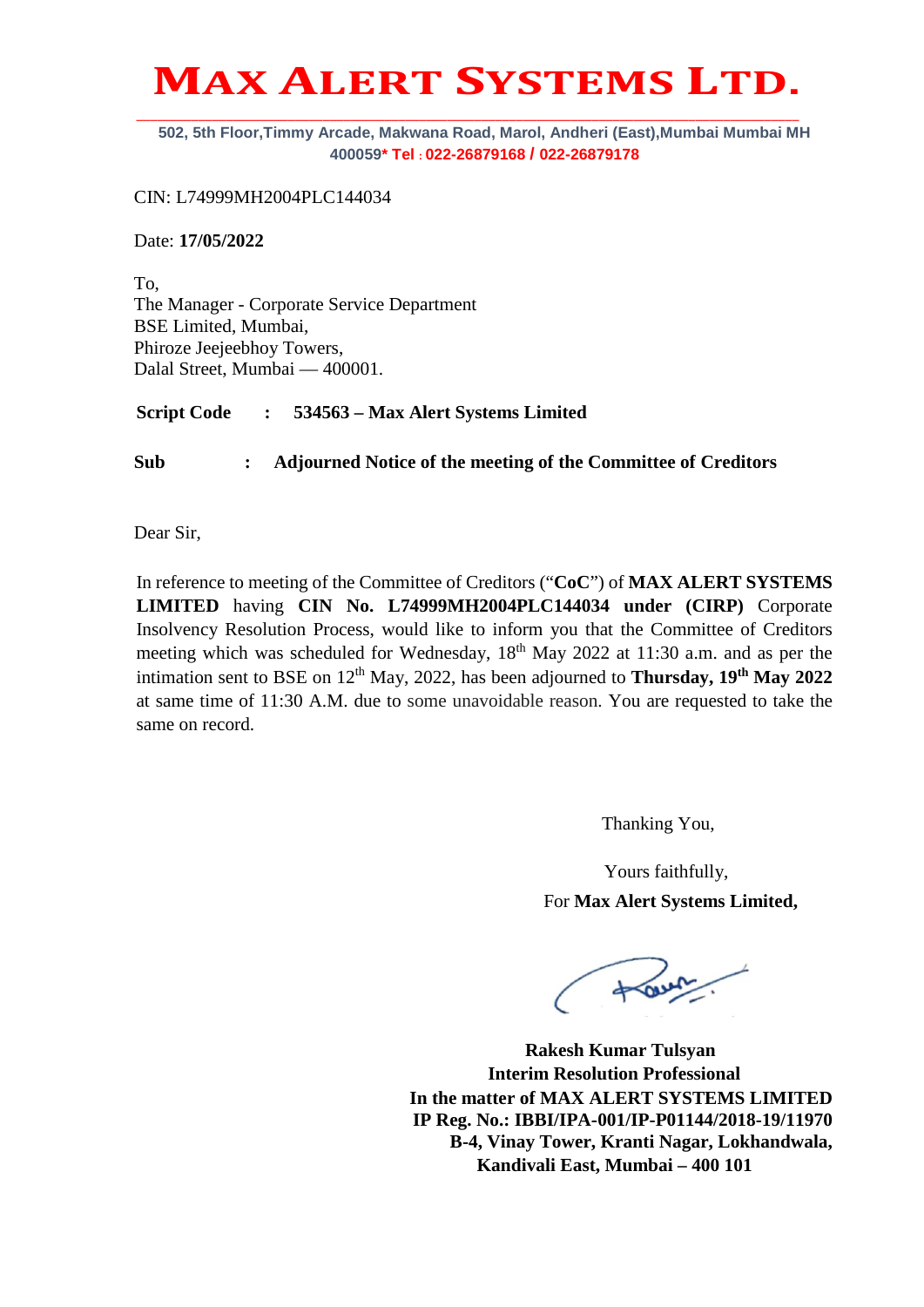# MAX ALERT SYSTEMS LTD.

**502, 5th Floor,Timmy Arcade, Makwana Road, Marol, Andheri (East),Mumbai Mumbai MH 400059* Tel : 022-26879168 / 022-26879178**

CIN: L74999MH2004PLC144034

Date: **17/05/2022**

To,
The Manager - Corporate Service Department
BSE Limited, Mumbai,
Phiroze Jeejeebhoy Towers,
Dalal Street, Mumbai — 400001.

**Script Code : 534563 – Max Alert Systems Limited**

**Sub : Adjourned Notice of the meeting of the Committee of Creditors**

Dear Sir,

In reference to meeting of the Committee of Creditors ("**CoC**") of **MAX ALERT SYSTEMS LIMITED** having **CIN No. L74999MH2004PLC144034 under (CIRP)** Corporate Insolvency Resolution Process, would like to inform you that the Committee of Creditors meeting which was scheduled for Wednesday, 18th May 2022 at 11:30 a.m. and as per the intimation sent to BSE on 12th May, 2022, has been adjourned to **Thursday, 19th May 2022** at same time of 11:30 A.M. due to some unavoidable reason. You are requested to take the same on record.

Thanking You,

Yours faithfully,
For **Max Alert Systems Limited,**

**Rakesh Kumar Tulsyan**
**Interim Resolution Professional**
**In the matter of MAX ALERT SYSTEMS LIMITED**
**IP Reg. No.: IBBI/IPA-001/IP-P01144/2018-19/11970**
**B-4, Vinay Tower, Kranti Nagar, Lokhandwala,**
**Kandivali East, Mumbai – 400 101**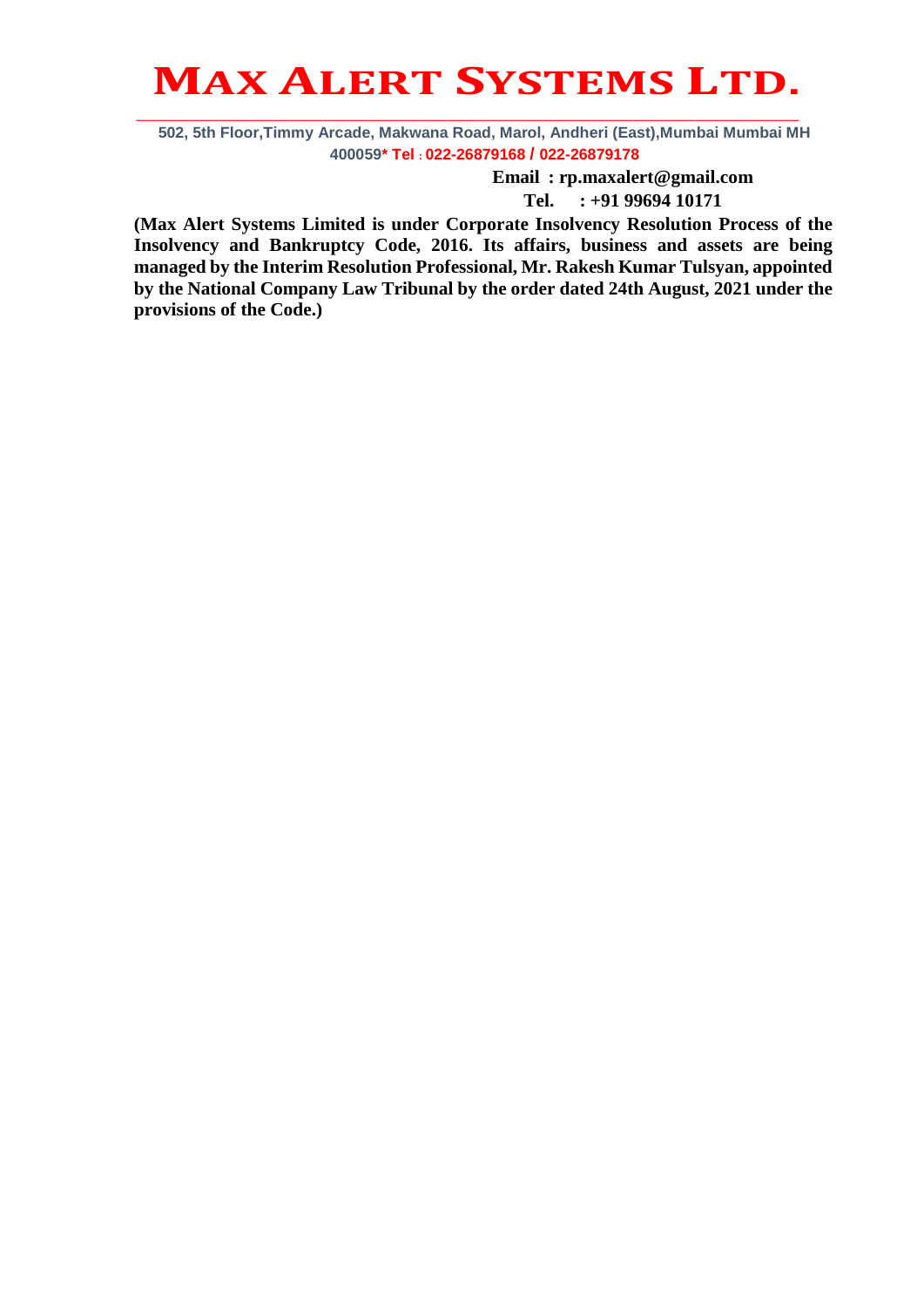# MAX ALERT SYSTEMS LTD.

502, 5th Floor,Timmy Arcade, Makwana Road, Marol, Andheri (East),Mumbai Mumbai MH 400059* Tel : 022-26879168 / 022-26879178

**Email : rp.maxalert@gmail.com**

**Tel. : +91 99694 10171**

**(Max Alert Systems Limited is under Corporate Insolvency Resolution Process of the Insolvency and Bankruptcy Code, 2016. Its affairs, business and assets are being managed by the Interim Resolution Professional, Mr. Rakesh Kumar Tulsyan, appointed by the National Company Law Tribunal by the order dated 24th August, 2021 under the provisions of the Code.)**